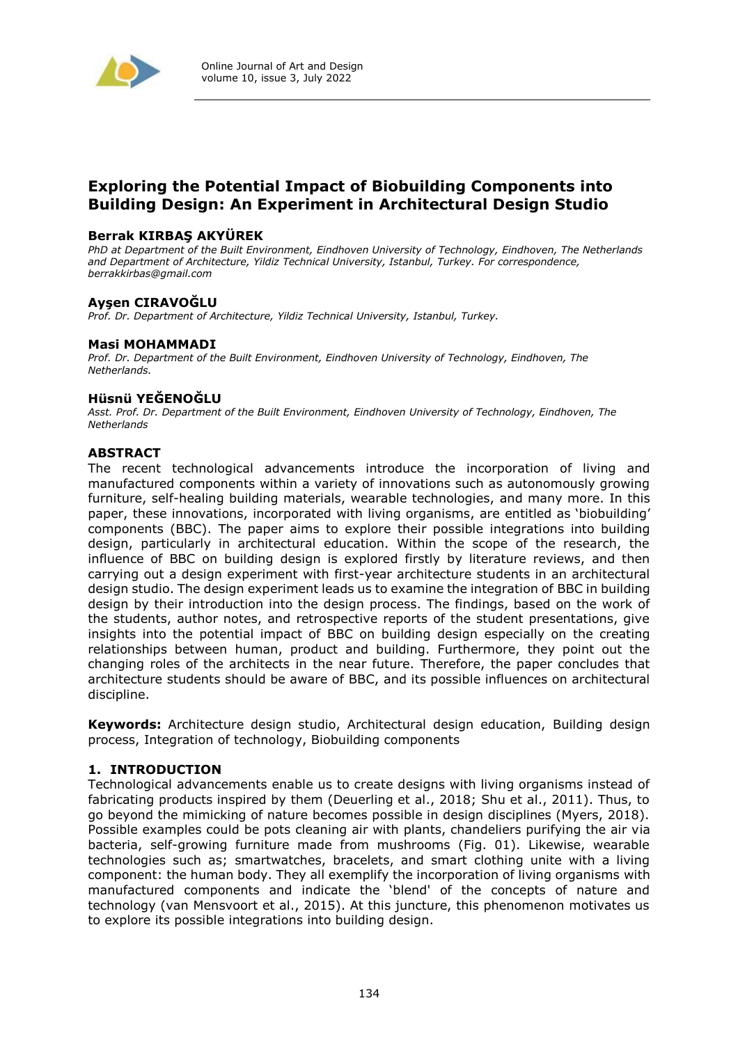# Exploring the Potential Impact of Biobuilding Components into Building Design: An Experiment in Architectural Design Studio

**Berrak KIRBAŞ AKYÜREK**

*PhD at Department of the Built Environment, Eindhoven University of Technology, Eindhoven, The Netherlands and Department of Architecture, Yildiz Technical University, Istanbul, Turkey. For correspondence, berrakkirbas@gmail.com*

**Ayşen CIRAVOĞLU**

*Prof. Dr. Department of Architecture, Yildiz Technical University, Istanbul, Turkey.*

**Masi MOHAMMADI**

*Prof. Dr. Department of the Built Environment, Eindhoven University of Technology, Eindhoven, The Netherlands.*

**Hüsnü YEĞENOĞLU**

*Asst. Prof. Dr. Department of the Built Environment, Eindhoven University of Technology, Eindhoven, The Netherlands*

## ABSTRACT

The recent technological advancements introduce the incorporation of living and manufactured components within a variety of innovations such as autonomously growing furniture, self-healing building materials, wearable technologies, and many more. In this paper, these innovations, incorporated with living organisms, are entitled as 'biobuilding' components (BBC). The paper aims to explore their possible integrations into building design, particularly in architectural education. Within the scope of the research, the influence of BBC on building design is explored firstly by literature reviews, and then carrying out a design experiment with first-year architecture students in an architectural design studio. The design experiment leads us to examine the integration of BBC in building design by their introduction into the design process. The findings, based on the work of the students, author notes, and retrospective reports of the student presentations, give insights into the potential impact of BBC on building design especially on the creating relationships between human, product and building. Furthermore, they point out the changing roles of the architects in the near future. Therefore, the paper concludes that architecture students should be aware of BBC, and its possible influences on architectural discipline.

**Keywords:** Architecture design studio, Architectural design education, Building design process, Integration of technology, Biobuilding components

## 1. INTRODUCTION

Technological advancements enable us to create designs with living organisms instead of fabricating products inspired by them (Deuerling et al., 2018; Shu et al., 2011). Thus, to go beyond the mimicking of nature becomes possible in design disciplines (Myers, 2018). Possible examples could be pots cleaning air with plants, chandeliers purifying the air via bacteria, self-growing furniture made from mushrooms (Fig. 01). Likewise, wearable technologies such as; smartwatches, bracelets, and smart clothing unite with a living component: the human body. They all exemplify the incorporation of living organisms with manufactured components and indicate the 'blend' of the concepts of nature and technology (van Mensvoort et al., 2015). At this juncture, this phenomenon motivates us to explore its possible integrations into building design.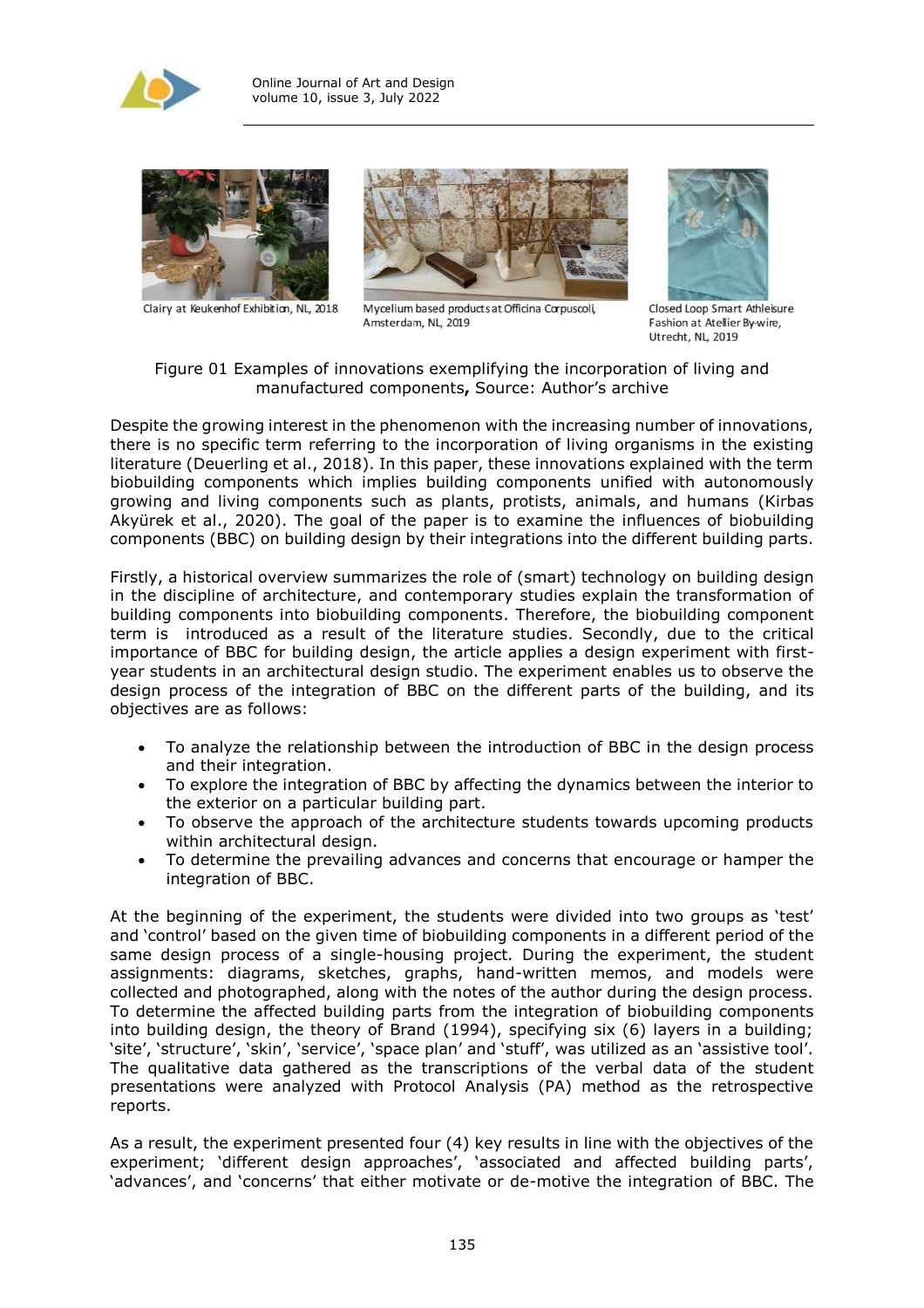Clairy at Keukenhof Exhibition, NL, 2018

Mycelium based products at Officina Corpuscoli, Amsterdam, NL, 2019

Closed Loop Smart Athleisure Fashion at Atelier By-wire, Utrecht, NL, 2019

Figure 01 Examples of innovations exemplifying the incorporation of living and manufactured components**,** Source: Author's archive

Despite the growing interest in the phenomenon with the increasing number of innovations, there is no specific term referring to the incorporation of living organisms in the existing literature (Deuerling et al., 2018). In this paper, these innovations explained with the term biobuilding components which implies building components unified with autonomously growing and living components such as plants, protists, animals, and humans (Kirbas Akyürek et al., 2020). The goal of the paper is to examine the influences of biobuilding components (BBC) on building design by their integrations into the different building parts.

Firstly, a historical overview summarizes the role of (smart) technology on building design in the discipline of architecture, and contemporary studies explain the transformation of building components into biobuilding components. Therefore, the biobuilding component term is introduced as a result of the literature studies. Secondly, due to the critical importance of BBC for building design, the article applies a design experiment with first-year students in an architectural design studio. The experiment enables us to observe the design process of the integration of BBC on the different parts of the building, and its objectives are as follows:

- To analyze the relationship between the introduction of BBC in the design process and their integration.
- To explore the integration of BBC by affecting the dynamics between the interior to the exterior on a particular building part.
- To observe the approach of the architecture students towards upcoming products within architectural design.
- To determine the prevailing advances and concerns that encourage or hamper the integration of BBC.

At the beginning of the experiment, the students were divided into two groups as 'test' and 'control' based on the given time of biobuilding components in a different period of the same design process of a single-housing project. During the experiment, the student assignments: diagrams, sketches, graphs, hand-written memos, and models were collected and photographed, along with the notes of the author during the design process. To determine the affected building parts from the integration of biobuilding components into building design, the theory of Brand (1994), specifying six (6) layers in a building; 'site', 'structure', 'skin', 'service', 'space plan' and 'stuff', was utilized as an 'assistive tool'. The qualitative data gathered as the transcriptions of the verbal data of the student presentations were analyzed with Protocol Analysis (PA) method as the retrospective reports.

As a result, the experiment presented four (4) key results in line with the objectives of the experiment; 'different design approaches', 'associated and affected building parts', 'advances', and 'concerns' that either motivate or de-motive the integration of BBC. The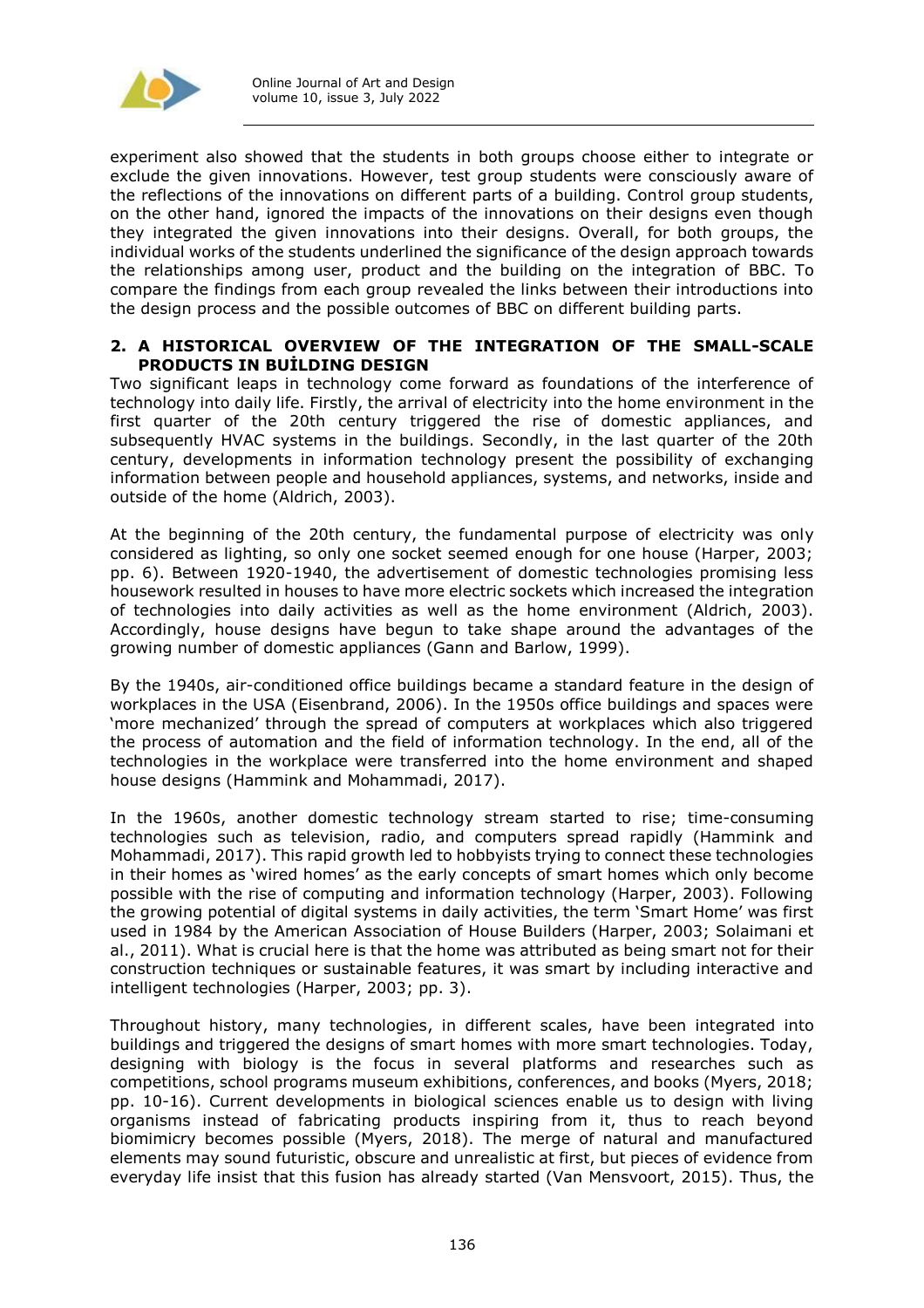experiment also showed that the students in both groups choose either to integrate or exclude the given innovations. However, test group students were consciously aware of the reflections of the innovations on different parts of a building. Control group students, on the other hand, ignored the impacts of the innovations on their designs even though they integrated the given innovations into their designs. Overall, for both groups, the individual works of the students underlined the significance of the design approach towards the relationships among user, product and the building on the integration of BBC. To compare the findings from each group revealed the links between their introductions into the design process and the possible outcomes of BBC on different building parts.

## 2. A HISTORICAL OVERVIEW OF THE INTEGRATION OF THE SMALL-SCALE PRODUCTS IN BUİLDING DESIGN

Two significant leaps in technology come forward as foundations of the interference of technology into daily life. Firstly, the arrival of electricity into the home environment in the first quarter of the 20th century triggered the rise of domestic appliances, and subsequently HVAC systems in the buildings. Secondly, in the last quarter of the 20th century, developments in information technology present the possibility of exchanging information between people and household appliances, systems, and networks, inside and outside of the home (Aldrich, 2003).

At the beginning of the 20th century, the fundamental purpose of electricity was only considered as lighting, so only one socket seemed enough for one house (Harper, 2003; pp. 6). Between 1920-1940, the advertisement of domestic technologies promising less housework resulted in houses to have more electric sockets which increased the integration of technologies into daily activities as well as the home environment (Aldrich, 2003). Accordingly, house designs have begun to take shape around the advantages of the growing number of domestic appliances (Gann and Barlow, 1999).

By the 1940s, air-conditioned office buildings became a standard feature in the design of workplaces in the USA (Eisenbrand, 2006). In the 1950s office buildings and spaces were 'more mechanized' through the spread of computers at workplaces which also triggered the process of automation and the field of information technology. In the end, all of the technologies in the workplace were transferred into the home environment and shaped house designs (Hammink and Mohammadi, 2017).

In the 1960s, another domestic technology stream started to rise; time-consuming technologies such as television, radio, and computers spread rapidly (Hammink and Mohammadi, 2017). This rapid growth led to hobbyists trying to connect these technologies in their homes as 'wired homes' as the early concepts of smart homes which only become possible with the rise of computing and information technology (Harper, 2003). Following the growing potential of digital systems in daily activities, the term 'Smart Home' was first used in 1984 by the American Association of House Builders (Harper, 2003; Solaimani et al., 2011). What is crucial here is that the home was attributed as being smart not for their construction techniques or sustainable features, it was smart by including interactive and intelligent technologies (Harper, 2003; pp. 3).

Throughout history, many technologies, in different scales, have been integrated into buildings and triggered the designs of smart homes with more smart technologies. Today, designing with biology is the focus in several platforms and researches such as competitions, school programs museum exhibitions, conferences, and books (Myers, 2018; pp. 10-16). Current developments in biological sciences enable us to design with living organisms instead of fabricating products inspiring from it, thus to reach beyond biomimicry becomes possible (Myers, 2018). The merge of natural and manufactured elements may sound futuristic, obscure and unrealistic at first, but pieces of evidence from everyday life insist that this fusion has already started (Van Mensvoort, 2015). Thus, the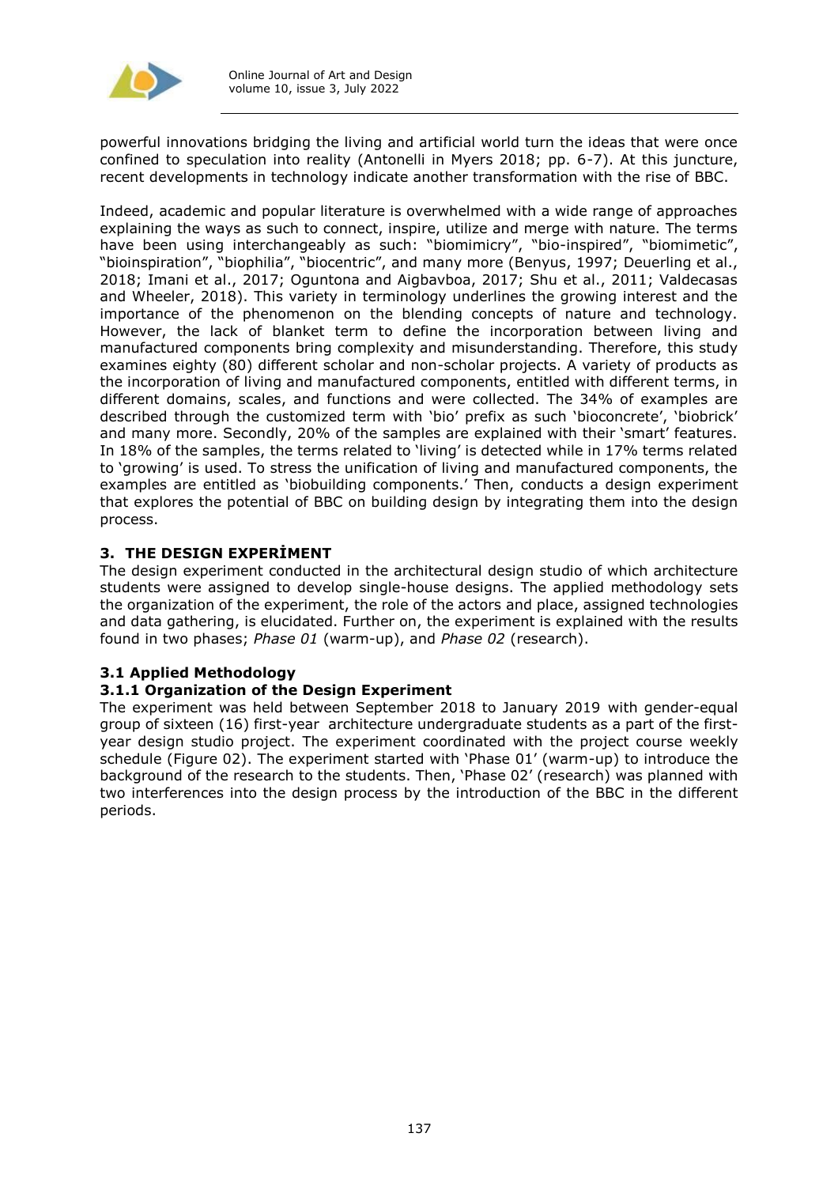powerful innovations bridging the living and artificial world turn the ideas that were once confined to speculation into reality (Antonelli in Myers 2018; pp. 6-7). At this juncture, recent developments in technology indicate another transformation with the rise of BBC.

Indeed, academic and popular literature is overwhelmed with a wide range of approaches explaining the ways as such to connect, inspire, utilize and merge with nature. The terms have been using interchangeably as such: "biomimicry", "bio-inspired", "biomimetic", "bioinspiration", "biophilia", "biocentric", and many more (Benyus, 1997; Deuerling et al., 2018; Imani et al., 2017; Oguntona and Aigbavboa, 2017; Shu et al., 2011; Valdecasas and Wheeler, 2018). This variety in terminology underlines the growing interest and the importance of the phenomenon on the blending concepts of nature and technology. However, the lack of blanket term to define the incorporation between living and manufactured components bring complexity and misunderstanding. Therefore, this study examines eighty (80) different scholar and non-scholar projects. A variety of products as the incorporation of living and manufactured components, entitled with different terms, in different domains, scales, and functions and were collected. The 34% of examples are described through the customized term with 'bio' prefix as such 'bioconcrete', 'biobrick' and many more. Secondly, 20% of the samples are explained with their 'smart' features. In 18% of the samples, the terms related to 'living' is detected while in 17% terms related to 'growing' is used. To stress the unification of living and manufactured components, the examples are entitled as 'biobuilding components.' Then, conducts a design experiment that explores the potential of BBC on building design by integrating them into the design process.

## 3. THE DESIGN EXPERİMENT

The design experiment conducted in the architectural design studio of which architecture students were assigned to develop single-house designs. The applied methodology sets the organization of the experiment, the role of the actors and place, assigned technologies and data gathering, is elucidated. Further on, the experiment is explained with the results found in two phases; *Phase 01* (warm-up), and *Phase 02* (research).

### 3.1 Applied Methodology

#### 3.1.1 Organization of the Design Experiment

The experiment was held between September 2018 to January 2019 with gender-equal group of sixteen (16) first-year architecture undergraduate students as a part of the first-year design studio project. The experiment coordinated with the project course weekly schedule (Figure 02). The experiment started with 'Phase 01' (warm-up) to introduce the background of the research to the students. Then, 'Phase 02' (research) was planned with two interferences into the design process by the introduction of the BBC in the different periods.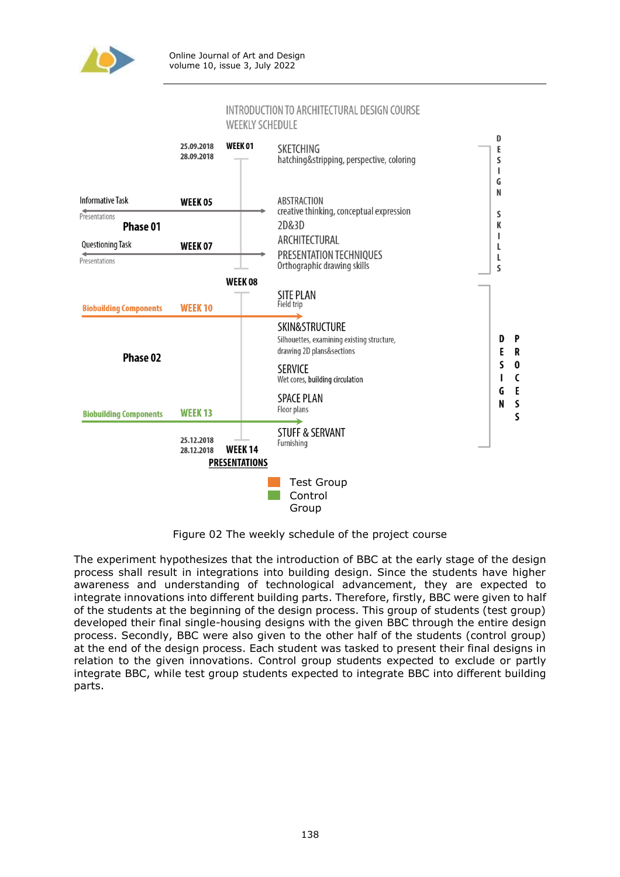INTRODUCTION TO ARCHITECTURAL DESIGN COURSE
WEEKLY SCHEDULE

| Date | Week | Topic | |
|---|---|---|---|
| 25.09.2018 28.09.2018 | WEEK 01 | SKETCHING hatching&stripping, perspective, coloring | DESIGN SKILLS |
| Phase 01: Informative Task (Presentations) | WEEK 05 | ABSTRACTION creative thinking, conceptual expression | |
| | | 2D&3D | |
| | | ARCHITECTURAL | |
| Questioning Task (Presentations) | WEEK 07 | PRESENTATION TECHNIQUES Orthographic drawing skills | |
| | WEEK 08 | SITE PLAN Field trip | DESIGN PROCESS |
| Phase 02: Biobuilding Components | WEEK 10 | SKIN&STRUCTURE Silhouettes, examining existing structure, drawing 2D plans&sections | |
| | | SERVICE Wet cores, building circulation | |
| Biobuilding Components | WEEK 13 | SPACE PLAN Floor plans | |
| 25.12.2018 28.12.2018 | WEEK 14 PRESENTATIONS | STUFF & SERVANT Furnishing | |

Test Group (orange); Control Group (green)

Figure 02 The weekly schedule of the project course

The experiment hypothesizes that the introduction of BBC at the early stage of the design process shall result in integrations into building design. Since the students have higher awareness and understanding of technological advancement, they are expected to integrate innovations into different building parts. Therefore, firstly, BBC were given to half of the students at the beginning of the design process. This group of students (test group) developed their final single-housing designs with the given BBC through the entire design process. Secondly, BBC were also given to the other half of the students (control group) at the end of the design process. Each student was tasked to present their final designs in relation to the given innovations. Control group students expected to exclude or partly integrate BBC, while test group students expected to integrate BBC into different building parts.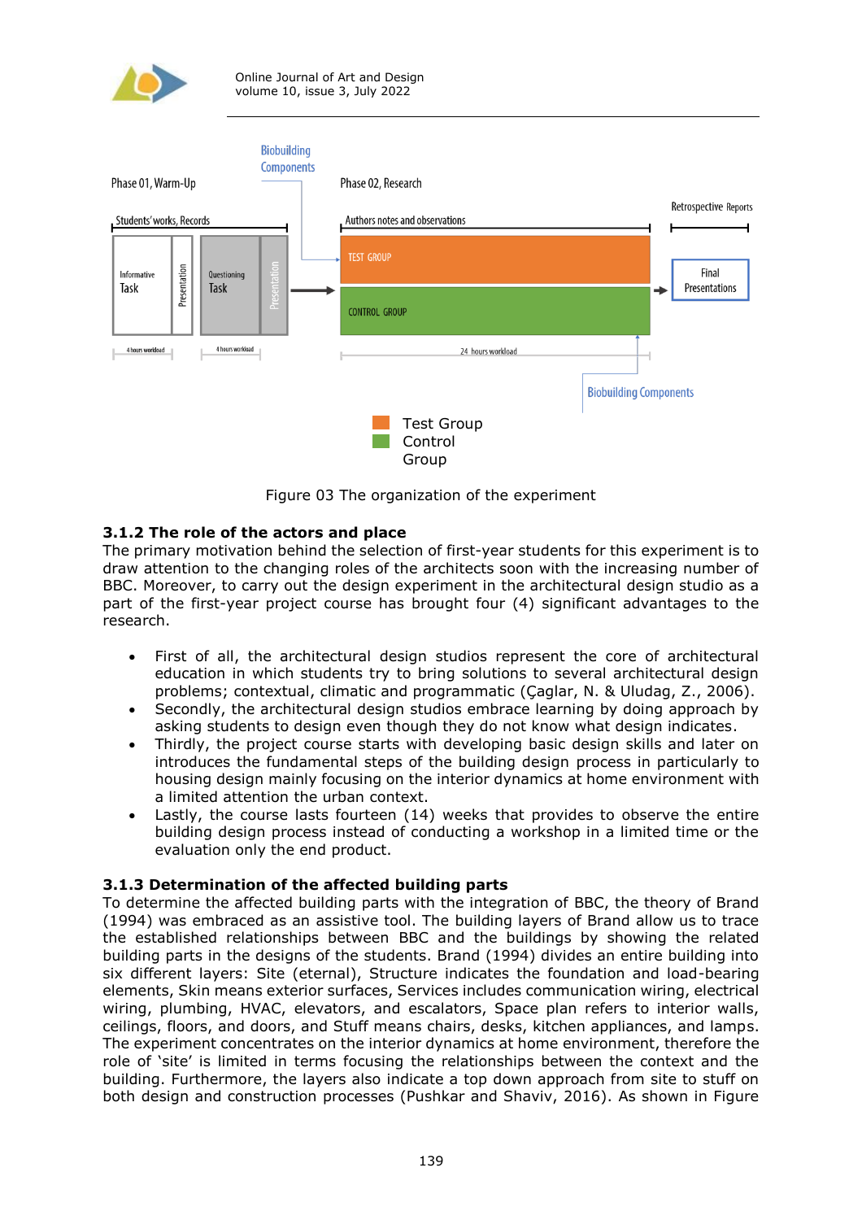Figure 03 The organization of the experiment

### 3.1.2 The role of the actors and place

The primary motivation behind the selection of first-year students for this experiment is to draw attention to the changing roles of the architects soon with the increasing number of BBC. Moreover, to carry out the design experiment in the architectural design studio as a part of the first-year project course has brought four (4) significant advantages to the research.

- First of all, the architectural design studios represent the core of architectural education in which students try to bring solutions to several architectural design problems; contextual, climatic and programmatic (Çaglar, N. & Uludag, Z., 2006).
- Secondly, the architectural design studios embrace learning by doing approach by asking students to design even though they do not know what design indicates.
- Thirdly, the project course starts with developing basic design skills and later on introduces the fundamental steps of the building design process in particularly to housing design mainly focusing on the interior dynamics at home environment with a limited attention the urban context.
- Lastly, the course lasts fourteen (14) weeks that provides to observe the entire building design process instead of conducting a workshop in a limited time or the evaluation only the end product.

### 3.1.3 Determination of the affected building parts

To determine the affected building parts with the integration of BBC, the theory of Brand (1994) was embraced as an assistive tool. The building layers of Brand allow us to trace the established relationships between BBC and the buildings by showing the related building parts in the designs of the students. Brand (1994) divides an entire building into six different layers: Site (eternal), Structure indicates the foundation and load-bearing elements, Skin means exterior surfaces, Services includes communication wiring, electrical wiring, plumbing, HVAC, elevators, and escalators, Space plan refers to interior walls, ceilings, floors, and doors, and Stuff means chairs, desks, kitchen appliances, and lamps. The experiment concentrates on the interior dynamics at home environment, therefore the role of 'site' is limited in terms focusing the relationships between the context and the building. Furthermore, the layers also indicate a top down approach from site to stuff on both design and construction processes (Pushkar and Shaviv, 2016). As shown in Figure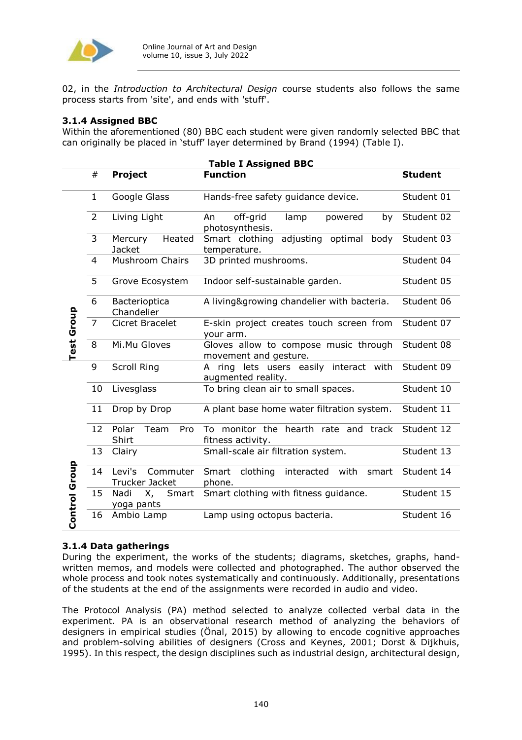02, in the *Introduction to Architectural Design* course students also follows the same process starts from 'site', and ends with 'stuff'.

### 3.1.4 Assigned BBC

Within the aforementioned (80) BBC each student were given randomly selected BBC that can originally be placed in 'stuff' layer determined by Brand (1994) (Table I).

**Table I Assigned BBC**

| | # | Project | Function | Student |
|---|---|---|---|---|
| Test Group | 1 | Google Glass | Hands-free safety guidance device. | Student 01 |
| | 2 | Living Light | An off-grid lamp powered by photosynthesis. | Student 02 |
| | 3 | Mercury Heated Jacket | Smart clothing adjusting optimal body temperature. | Student 03 |
| | 4 | Mushroom Chairs | 3D printed mushrooms. | Student 04 |
| | 5 | Grove Ecosystem | Indoor self-sustainable garden. | Student 05 |
| | 6 | Bacterioptica Chandelier | A living&growing chandelier with bacteria. | Student 06 |
| | 7 | Cicret Bracelet | E-skin project creates touch screen from your arm. | Student 07 |
| | 8 | Mi.Mu Gloves | Gloves allow to compose music through movement and gesture. | Student 08 |
| Control Group | 9 | Scroll Ring | A ring lets users easily interact with augmented reality. | Student 09 |
| | 10 | Livesglass | To bring clean air to small spaces. | Student 10 |
| | 11 | Drop by Drop | A plant base home water filtration system. | Student 11 |
| | 12 | Polar Team Pro Shirt | To monitor the hearth rate and track fitness activity. | Student 12 |
| | 13 | Clairy | Small-scale air filtration system. | Student 13 |
| | 14 | Levi's Commuter Trucker Jacket | Smart clothing interacted with smart phone. | Student 14 |
| | 15 | Nadi X, Smart yoga pants | Smart clothing with fitness guidance. | Student 15 |
| | 16 | Ambio Lamp | Lamp using octopus bacteria. | Student 16 |

### 3.1.4 Data gatherings

During the experiment, the works of the students; diagrams, sketches, graphs, hand-written memos, and models were collected and photographed. The author observed the whole process and took notes systematically and continuously. Additionally, presentations of the students at the end of the assignments were recorded in audio and video.

The Protocol Analysis (PA) method selected to analyze collected verbal data in the experiment. PA is an observational research method of analyzing the behaviors of designers in empirical studies (Önal, 2015) by allowing to encode cognitive approaches and problem-solving abilities of designers (Cross and Keynes, 2001; Dorst & Dijkhuis, 1995). In this respect, the design disciplines such as industrial design, architectural design,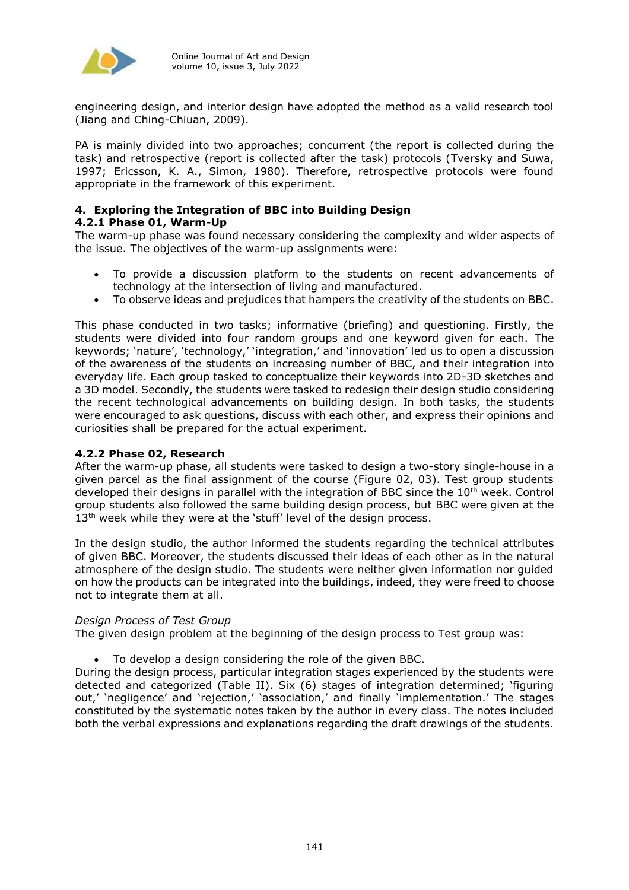engineering design, and interior design have adopted the method as a valid research tool (Jiang and Ching-Chiuan, 2009).

PA is mainly divided into two approaches; concurrent (the report is collected during the task) and retrospective (report is collected after the task) protocols (Tversky and Suwa, 1997; Ericsson, K. A., Simon, 1980). Therefore, retrospective protocols were found appropriate in the framework of this experiment.

## 4. Exploring the Integration of BBC into Building Design

### 4.2.1 Phase 01, Warm-Up

The warm-up phase was found necessary considering the complexity and wider aspects of the issue. The objectives of the warm-up assignments were:

- To provide a discussion platform to the students on recent advancements of technology at the intersection of living and manufactured.
- To observe ideas and prejudices that hampers the creativity of the students on BBC.

This phase conducted in two tasks; informative (briefing) and questioning. Firstly, the students were divided into four random groups and one keyword given for each. The keywords; 'nature', 'technology,' 'integration,' and 'innovation' led us to open a discussion of the awareness of the students on increasing number of BBC, and their integration into everyday life. Each group tasked to conceptualize their keywords into 2D-3D sketches and a 3D model. Secondly, the students were tasked to redesign their design studio considering the recent technological advancements on building design. In both tasks, the students were encouraged to ask questions, discuss with each other, and express their opinions and curiosities shall be prepared for the actual experiment.

### 4.2.2 Phase 02, Research

After the warm-up phase, all students were tasked to design a two-story single-house in a given parcel as the final assignment of the course (Figure 02, 03). Test group students developed their designs in parallel with the integration of BBC since the 10th week. Control group students also followed the same building design process, but BBC were given at the 13th week while they were at the 'stuff' level of the design process.

In the design studio, the author informed the students regarding the technical attributes of given BBC. Moreover, the students discussed their ideas of each other as in the natural atmosphere of the design studio. The students were neither given information nor guided on how the products can be integrated into the buildings, indeed, they were freed to choose not to integrate them at all.

*Design Process of Test Group*

The given design problem at the beginning of the design process to Test group was:

- To develop a design considering the role of the given BBC.

During the design process, particular integration stages experienced by the students were detected and categorized (Table II). Six (6) stages of integration determined; 'figuring out,' 'negligence' and 'rejection,' 'association,' and finally 'implementation.' The stages constituted by the systematic notes taken by the author in every class. The notes included both the verbal expressions and explanations regarding the draft drawings of the students.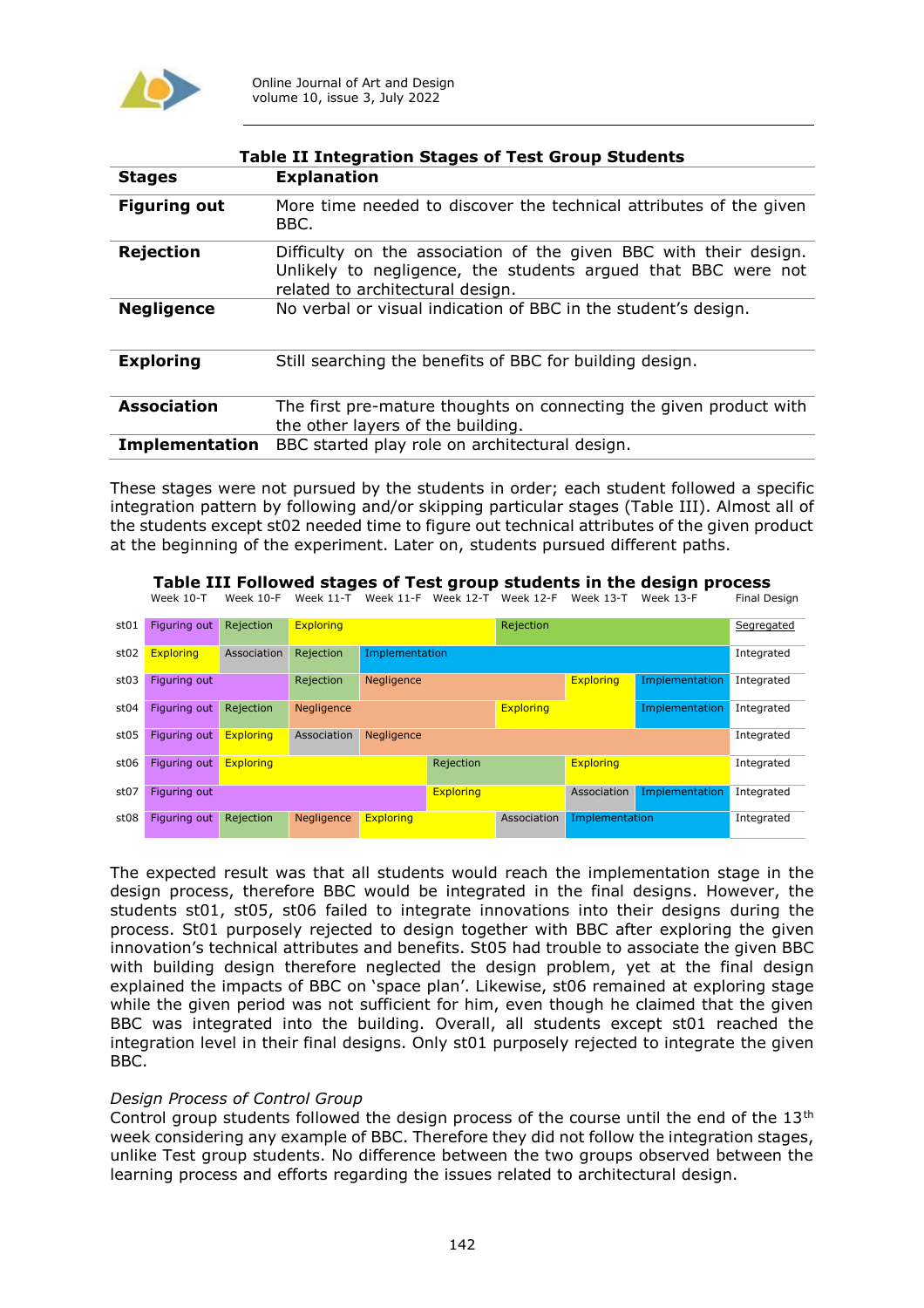**Table II Integration Stages of Test Group Students**

| Stages | Explanation |
|---|---|
| **Figuring out** | More time needed to discover the technical attributes of the given BBC. |
| **Rejection** | Difficulty on the association of the given BBC with their design. Unlikely to negligence, the students argued that BBC were not related to architectural design. |
| **Negligence** | No verbal or visual indication of BBC in the student's design. |
| **Exploring** | Still searching the benefits of BBC for building design. |
| **Association** | The first pre-mature thoughts on connecting the given product with the other layers of the building. |
| **Implementation** | BBC started play role on architectural design. |

These stages were not pursued by the students in order; each student followed a specific integration pattern by following and/or skipping particular stages (Table III). Almost all of the students except st02 needed time to figure out technical attributes of the given product at the beginning of the experiment. Later on, students pursued different paths.

**Table III Followed stages of Test group students in the design process**

| | Week 10-T | Week 10-F | Week 11-T | Week 11-F | Week 12-T | Week 12-F | Week 13-T | Week 13-F | Final Design |
|---|---|---|---|---|---|---|---|---|---|
| st01 | Figuring out | Rejection | Exploring | Exploring | Exploring | Rejection | Rejection | Rejection | Segregated |
| st02 | Exploring | Association | Rejection | Implementation | Implementation | Implementation | Implementation | Implementation | Integrated |
| st03 | Figuring out | Figuring out | Rejection | Negligence | Negligence | Negligence | Exploring | Implementation | Integrated |
| st04 | Figuring out | Rejection | Negligence | Negligence | Negligence | Exploring | Exploring | Implementation | Integrated |
| st05 | Figuring out | Exploring | Association | Negligence | Negligence | Negligence | Negligence | Negligence | Integrated |
| st06 | Figuring out | Exploring | Exploring | Exploring | Rejection | Rejection | Exploring | Exploring | Integrated |
| st07 | Figuring out | Figuring out | Figuring out | Figuring out | Exploring | Exploring | Association | Implementation | Integrated |
| st08 | Figuring out | Rejection | Negligence | Exploring | Exploring | Association | Implementation | Implementation | Integrated |

The expected result was that all students would reach the implementation stage in the design process, therefore BBC would be integrated in the final designs. However, the students st01, st05, st06 failed to integrate innovations into their designs during the process. St01 purposely rejected to design together with BBC after exploring the given innovation's technical attributes and benefits. St05 had trouble to associate the given BBC with building design therefore neglected the design problem, yet at the final design explained the impacts of BBC on 'space plan'. Likewise, st06 remained at exploring stage while the given period was not sufficient for him, even though he claimed that the given BBC was integrated into the building. Overall, all students except st01 reached the integration level in their final designs. Only st01 purposely rejected to integrate the given BBC.

*Design Process of Control Group*

Control group students followed the design process of the course until the end of the 13th week considering any example of BBC. Therefore they did not follow the integration stages, unlike Test group students. No difference between the two groups observed between the learning process and efforts regarding the issues related to architectural design.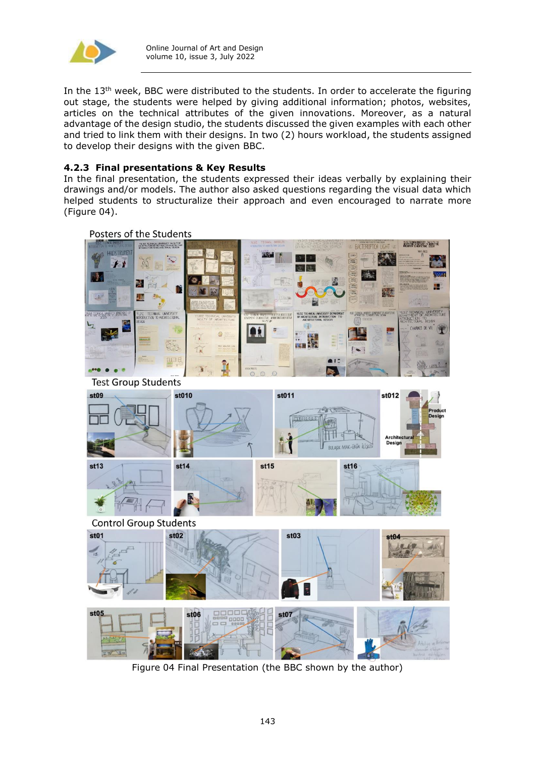In the 13th week, BBC were distributed to the students. In order to accelerate the figuring out stage, the students were helped by giving additional information; photos, websites, articles on the technical attributes of the given innovations. Moreover, as a natural advantage of the design studio, the students discussed the given examples with each other and tried to link them with their designs. In two (2) hours workload, the students assigned to develop their designs with the given BBC.

### 4.2.3 Final presentations & Key Results

In the final presentation, the students expressed their ideas verbally by explaining their drawings and/or models. The author also asked questions regarding the visual data which helped students to structuralize their approach and even encouraged to narrate more (Figure 04).

Figure 04 Final Presentation (the BBC shown by the author)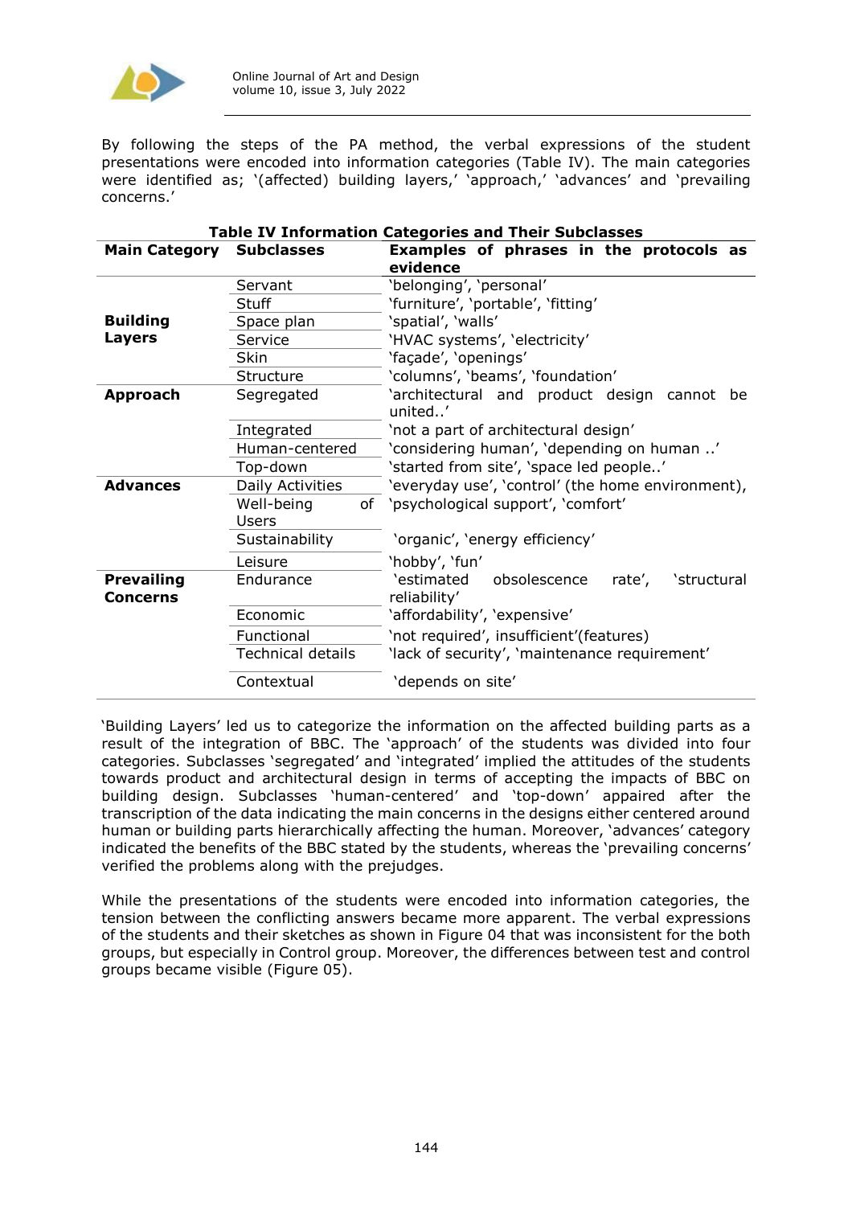By following the steps of the PA method, the verbal expressions of the student presentations were encoded into information categories (Table IV). The main categories were identified as; '(affected) building layers,' 'approach,' 'advances' and 'prevailing concerns.'

**Table IV Information Categories and Their Subclasses**

| Main Category | Subclasses | Examples of phrases in the protocols as evidence |
|---|---|---|
| **Building Layers** | Servant | 'belonging', 'personal' |
| | Stuff | 'furniture', 'portable', 'fitting' |
| | Space plan | 'spatial', 'walls' |
| | Service | 'HVAC systems', 'electricity' |
| | Skin | 'façade', 'openings' |
| | Structure | 'columns', 'beams', 'foundation' |
| **Approach** | Segregated | 'architectural and product design cannot be united..' |
| | Integrated | 'not a part of architectural design' |
| | Human-centered | 'considering human', 'depending on human ..' |
| | Top-down | 'started from site', 'space led people..' |
| **Advances** | Daily Activities | 'everyday use', 'control' (the home environment), |
| | Well-being of Users | 'psychological support', 'comfort' |
| | Sustainability | 'organic', 'energy efficiency' |
| | Leisure | 'hobby', 'fun' |
| **Prevailing Concerns** | Endurance | 'estimated obsolescence rate', 'structural reliability' |
| | Economic | 'affordability', 'expensive' |
| | Functional | 'not required', insufficient'(features) |
| | Technical details | 'lack of security', 'maintenance requirement' |
| | Contextual | 'depends on site' |

'Building Layers' led us to categorize the information on the affected building parts as a result of the integration of BBC. The 'approach' of the students was divided into four categories. Subclasses 'segregated' and 'integrated' implied the attitudes of the students towards product and architectural design in terms of accepting the impacts of BBC on building design. Subclasses 'human-centered' and 'top-down' appaired after the transcription of the data indicating the main concerns in the designs either centered around human or building parts hierarchically affecting the human. Moreover, 'advances' category indicated the benefits of the BBC stated by the students, whereas the 'prevailing concerns' verified the problems along with the prejudges.

While the presentations of the students were encoded into information categories, the tension between the conflicting answers became more apparent. The verbal expressions of the students and their sketches as shown in Figure 04 that was inconsistent for the both groups, but especially in Control group. Moreover, the differences between test and control groups became visible (Figure 05).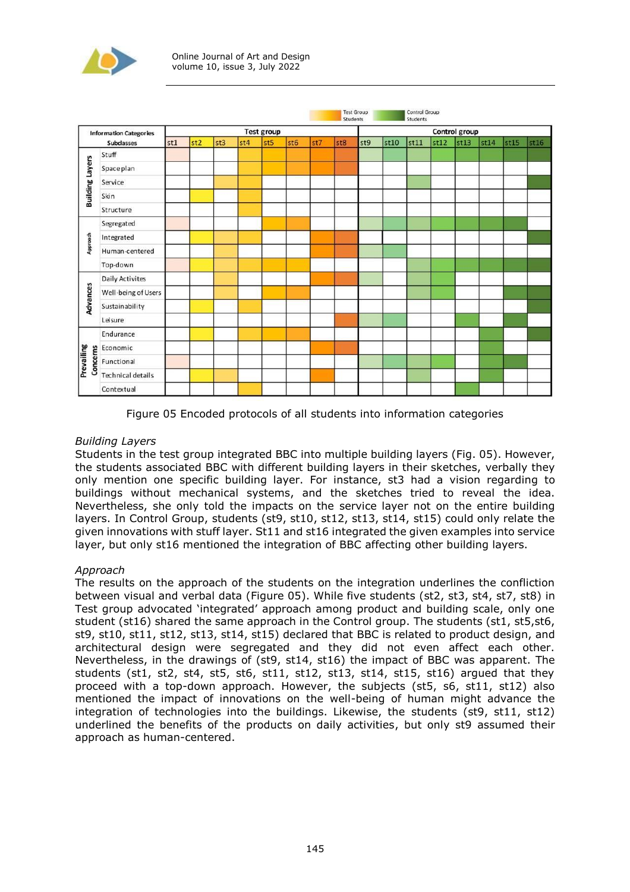| Information Categories | Subclasses | Test group | | | | | | | | Control group | | | | | | | |
|---|---|---|---|---|---|---|---|---|---|---|---|---|---|---|---|---|---|
| | | st1 | st2 | st3 | st4 | st5 | st6 | st7 | st8 | st9 | st10 | st11 | st12 | st13 | st14 | st15 | st16 |
| Building Layers | Stuff | ■ | | | ■ | ■ | ■ | ■ | ■ | ■ | ■ | ■ | ■ | ■ | ■ | ■ | ■ |
| | Space plan | | | | ■ | ■ | ■ | ■ | ■ | | | | | | | | |
| | Service | | | ■ | ■ | | | | | | | ■ | | | | | ■ |
| | Skin | | ■ | | ■ | | | | | | | | | | | | |
| | Structure | | | | ■ | | | | | | | | | | | | |
| Approach | Segregated | ■ | | | | ■ | ■ | | | ■ | ■ | ■ | ■ | ■ | ■ | ■ | |
| | Integrated | | ■ | ■ | ■ | | | ■ | ■ | | | | | | | | ■ |
| | Human-centered | | | ■ | | | | ■ | ■ | ■ | ■ | | | | | | |
| | Top-down | ■ | ■ | ■ | ■ | ■ | ■ | | | | | ■ | ■ | ■ | ■ | ■ | ■ |
| Advances | Daily Activites | | | ■ | | | | ■ | ■ | ■ | | ■ | ■ | | | | |
| | Well-being of Users | | | ■ | | ■ | ■ | | | | | ■ | ■ | | | ■ | ■ |
| | Sustainability | | ■ | | ■ | | | | | | | | | | | | ■ |
| | Leisure | | | | | | | | ■ | ■ | ■ | | | ■ | | ■ | |
| Prevailing Concerns | Endurance | | ■ | | ■ | ■ | ■ | | | | | | | | ■ | | ■ |
| | Economic | | | | | | | ■ | ■ | | | | | | ■ | | |
| | Functional | ■ | | | | | | | | ■ | ■ | ■ | ■ | | ■ | ■ | |
| | Technical details | | ■ | ■ | | | | ■ | | | | ■ | | | ■ | | |
| | Contextual | | | | ■ | | | | | | | | | ■ | | | |

Test Group Students / Control Group Students

Figure 05 Encoded protocols of all students into information categories

*Building Layers*

Students in the test group integrated BBC into multiple building layers (Fig. 05). However, the students associated BBC with different building layers in their sketches, verbally they only mention one specific building layer. For instance, st3 had a vision regarding to buildings without mechanical systems, and the sketches tried to reveal the idea. Nevertheless, she only told the impacts on the service layer not on the entire building layers. In Control Group, students (st9, st10, st12, st13, st14, st15) could only relate the given innovations with stuff layer. St11 and st16 integrated the given examples into service layer, but only st16 mentioned the integration of BBC affecting other building layers.

*Approach*

The results on the approach of the students on the integration underlines the confliction between visual and verbal data (Figure 05). While five students (st2, st3, st4, st7, st8) in Test group advocated 'integrated' approach among product and building scale, only one student (st16) shared the same approach in the Control group. The students (st1, st5,st6, st9, st10, st11, st12, st13, st14, st15) declared that BBC is related to product design, and architectural design were segregated and they did not even affect each other. Nevertheless, in the drawings of (st9, st14, st16) the impact of BBC was apparent. The students (st1, st2, st4, st5, st6, st11, st12, st13, st14, st15, st16) argued that they proceed with a top-down approach. However, the subjects (st5, s6, st11, st12) also mentioned the impact of innovations on the well-being of human might advance the integration of technologies into the buildings. Likewise, the students (st9, st11, st12) underlined the benefits of the products on daily activities, but only st9 assumed their approach as human-centered.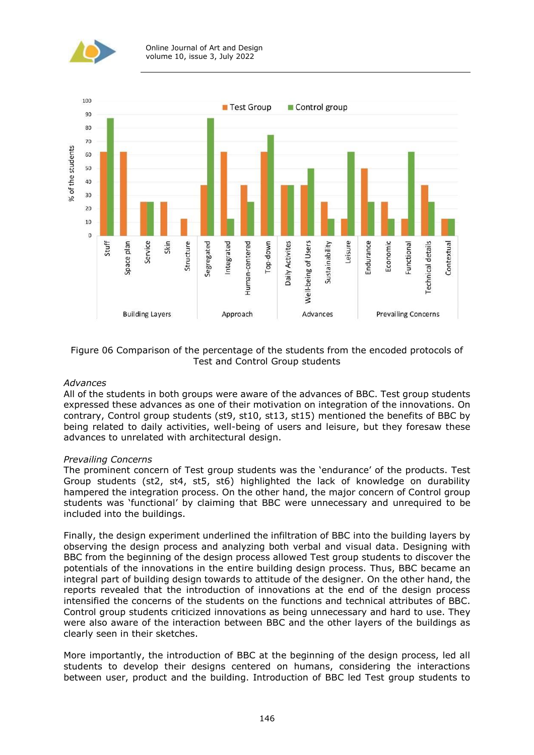Figure 06 Comparison of the percentage of the students from the encoded protocols of Test and Control Group students

*Advances*

All of the students in both groups were aware of the advances of BBC. Test group students expressed these advances as one of their motivation on integration of the innovations. On contrary, Control group students (st9, st10, st13, st15) mentioned the benefits of BBC by being related to daily activities, well-being of users and leisure, but they foresaw these advances to unrelated with architectural design.

*Prevailing Concerns*

The prominent concern of Test group students was the 'endurance' of the products. Test Group students (st2, st4, st5, st6) highlighted the lack of knowledge on durability hampered the integration process. On the other hand, the major concern of Control group students was 'functional' by claiming that BBC were unnecessary and unrequired to be included into the buildings.

Finally, the design experiment underlined the infiltration of BBC into the building layers by observing the design process and analyzing both verbal and visual data. Designing with BBC from the beginning of the design process allowed Test group students to discover the potentials of the innovations in the entire building design process. Thus, BBC became an integral part of building design towards to attitude of the designer. On the other hand, the reports revealed that the introduction of innovations at the end of the design process intensified the concerns of the students on the functions and technical attributes of BBC. Control group students criticized innovations as being unnecessary and hard to use. They were also aware of the interaction between BBC and the other layers of the buildings as clearly seen in their sketches.

More importantly, the introduction of BBC at the beginning of the design process, led all students to develop their designs centered on humans, considering the interactions between user, product and the building. Introduction of BBC led Test group students to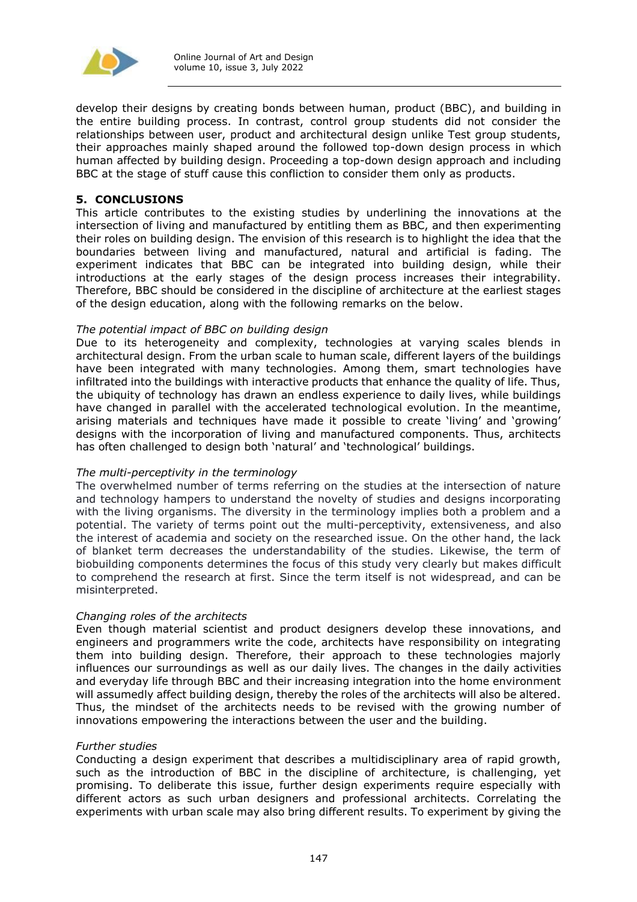develop their designs by creating bonds between human, product (BBC), and building in the entire building process. In contrast, control group students did not consider the relationships between user, product and architectural design unlike Test group students, their approaches mainly shaped around the followed top-down design process in which human affected by building design. Proceeding a top-down design approach and including BBC at the stage of stuff cause this confliction to consider them only as products.

## 5. CONCLUSIONS

This article contributes to the existing studies by underlining the innovations at the intersection of living and manufactured by entitling them as BBC, and then experimenting their roles on building design. The envision of this research is to highlight the idea that the boundaries between living and manufactured, natural and artificial is fading. The experiment indicates that BBC can be integrated into building design, while their introductions at the early stages of the design process increases their integrability. Therefore, BBC should be considered in the discipline of architecture at the earliest stages of the design education, along with the following remarks on the below.

*The potential impact of BBC on building design*

Due to its heterogeneity and complexity, technologies at varying scales blends in architectural design. From the urban scale to human scale, different layers of the buildings have been integrated with many technologies. Among them, smart technologies have infiltrated into the buildings with interactive products that enhance the quality of life. Thus, the ubiquity of technology has drawn an endless experience to daily lives, while buildings have changed in parallel with the accelerated technological evolution. In the meantime, arising materials and techniques have made it possible to create 'living' and 'growing' designs with the incorporation of living and manufactured components. Thus, architects has often challenged to design both 'natural' and 'technological' buildings.

*The multi-perceptivity in the terminology*

The overwhelmed number of terms referring on the studies at the intersection of nature and technology hampers to understand the novelty of studies and designs incorporating with the living organisms. The diversity in the terminology implies both a problem and a potential. The variety of terms point out the multi-perceptivity, extensiveness, and also the interest of academia and society on the researched issue. On the other hand, the lack of blanket term decreases the understandability of the studies. Likewise, the term of biobuilding components determines the focus of this study very clearly but makes difficult to comprehend the research at first. Since the term itself is not widespread, and can be misinterpreted.

*Changing roles of the architects*

Even though material scientist and product designers develop these innovations, and engineers and programmers write the code, architects have responsibility on integrating them into building design. Therefore, their approach to these technologies majorly influences our surroundings as well as our daily lives. The changes in the daily activities and everyday life through BBC and their increasing integration into the home environment will assumedly affect building design, thereby the roles of the architects will also be altered. Thus, the mindset of the architects needs to be revised with the growing number of innovations empowering the interactions between the user and the building.

*Further studies*

Conducting a design experiment that describes a multidisciplinary area of rapid growth, such as the introduction of BBC in the discipline of architecture, is challenging, yet promising. To deliberate this issue, further design experiments require especially with different actors as such urban designers and professional architects. Correlating the experiments with urban scale may also bring different results. To experiment by giving the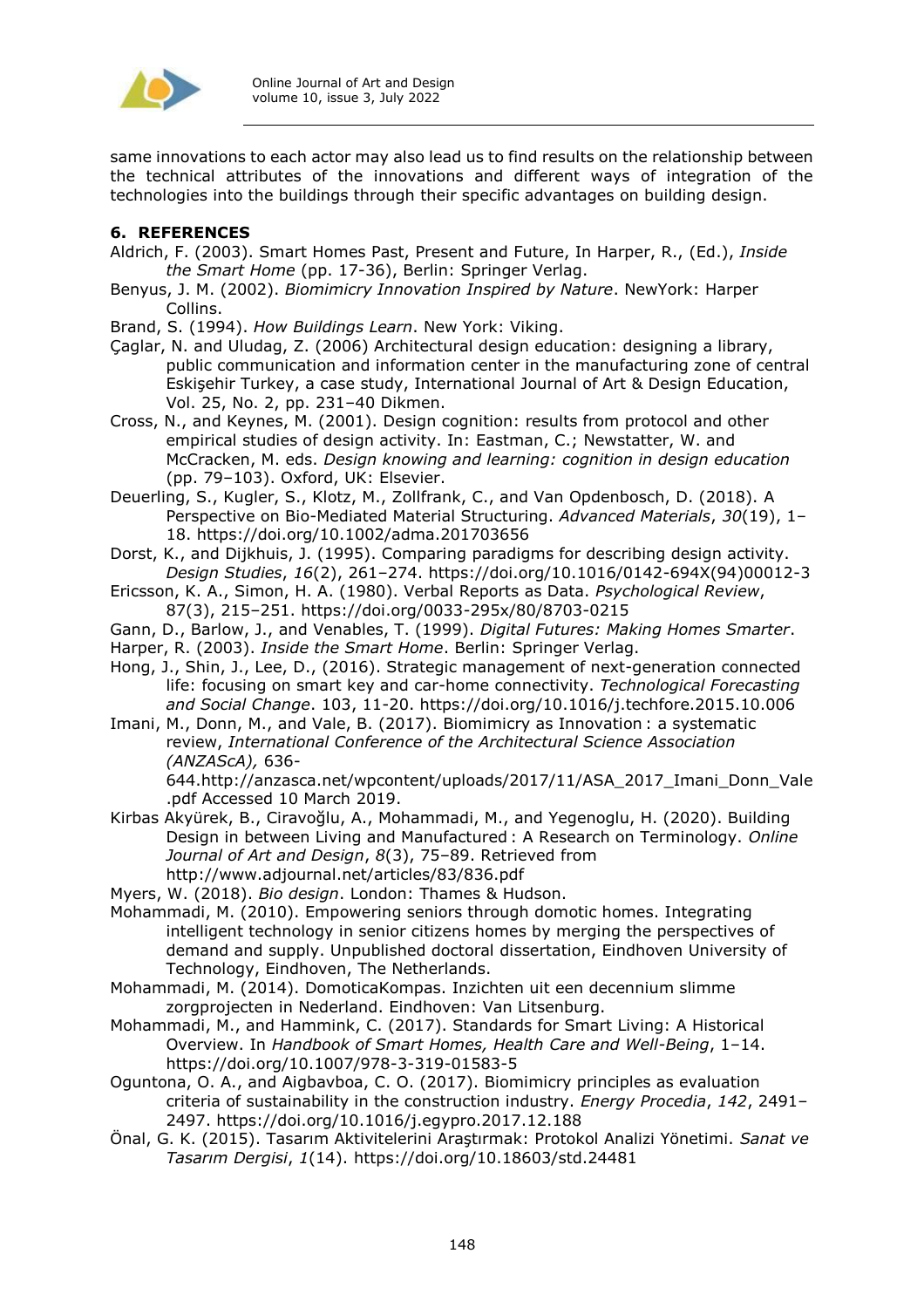same innovations to each actor may also lead us to find results on the relationship between the technical attributes of the innovations and different ways of integration of the technologies into the buildings through their specific advantages on building design.

## 6. REFERENCES

Aldrich, F. (2003). Smart Homes Past, Present and Future, In Harper, R., (Ed.), *Inside the Smart Home* (pp. 17-36), Berlin: Springer Verlag.

Benyus, J. M. (2002). *Biomimicry Innovation Inspired by Nature*. NewYork: Harper Collins.

Brand, S. (1994). *How Buildings Learn*. New York: Viking.

Çaglar, N. and Uludag, Z. (2006) Architectural design education: designing a library, public communication and information center in the manufacturing zone of central Eskişehir Turkey, a case study, International Journal of Art & Design Education, Vol. 25, No. 2, pp. 231–40 Dikmen.

Cross, N., and Keynes, M. (2001). Design cognition: results from protocol and other empirical studies of design activity. In: Eastman, C.; Newstatter, W. and McCracken, M. eds. *Design knowing and learning: cognition in design education* (pp. 79–103). Oxford, UK: Elsevier.

Deuerling, S., Kugler, S., Klotz, M., Zollfrank, C., and Van Opdenbosch, D. (2018). A Perspective on Bio-Mediated Material Structuring. *Advanced Materials*, *30*(19), 1–18. https://doi.org/10.1002/adma.201703656

Dorst, K., and Dijkhuis, J. (1995). Comparing paradigms for describing design activity. *Design Studies*, *16*(2), 261–274. https://doi.org/10.1016/0142-694X(94)00012-3

Ericsson, K. A., Simon, H. A. (1980). Verbal Reports as Data. *Psychological Review*, 87(3), 215–251. https://doi.org/0033-295x/80/8703-0215

Gann, D., Barlow, J., and Venables, T. (1999). *Digital Futures: Making Homes Smarter*.

Harper, R. (2003). *Inside the Smart Home*. Berlin: Springer Verlag.

Hong, J., Shin, J., Lee, D., (2016). Strategic management of next-generation connected life: focusing on smart key and car-home connectivity. *Technological Forecasting and Social Change*. 103, 11-20. https://doi.org/10.1016/j.techfore.2015.10.006

Imani, M., Donn, M., and Vale, B. (2017). Biomimicry as Innovation : a systematic review, *International Conference of the Architectural Science Association (ANZAScA),* 636-644.http://anzasca.net/wpcontent/uploads/2017/11/ASA_2017_Imani_Donn_Vale.pdf Accessed 10 March 2019.

Kirbas Akyürek, B., Ciravoğlu, A., Mohammadi, M., and Yegenoglu, H. (2020). Building Design in between Living and Manufactured : A Research on Terminology. *Online Journal of Art and Design*, *8*(3), 75–89. Retrieved from http://www.adjournal.net/articles/83/836.pdf

Myers, W. (2018). *Bio design*. London: Thames & Hudson.

Mohammadi, M. (2010). Empowering seniors through domotic homes. Integrating intelligent technology in senior citizens homes by merging the perspectives of demand and supply. Unpublished doctoral dissertation, Eindhoven University of Technology, Eindhoven, The Netherlands.

Mohammadi, M. (2014). DomoticaKompas. Inzichten uit een decennium slimme zorgprojecten in Nederland. Eindhoven: Van Litsenburg.

Mohammadi, M., and Hammink, C. (2017). Standards for Smart Living: A Historical Overview. In *Handbook of Smart Homes, Health Care and Well-Being*, 1–14. https://doi.org/10.1007/978-3-319-01583-5

Oguntona, O. A., and Aigbavboa, C. O. (2017). Biomimicry principles as evaluation criteria of sustainability in the construction industry. *Energy Procedia*, *142*, 2491–2497. https://doi.org/10.1016/j.egypro.2017.12.188

Önal, G. K. (2015). Tasarım Aktivitelerini Araştırmak: Protokol Analizi Yönetimi. *Sanat ve Tasarım Dergisi*, *1*(14). https://doi.org/10.18603/std.24481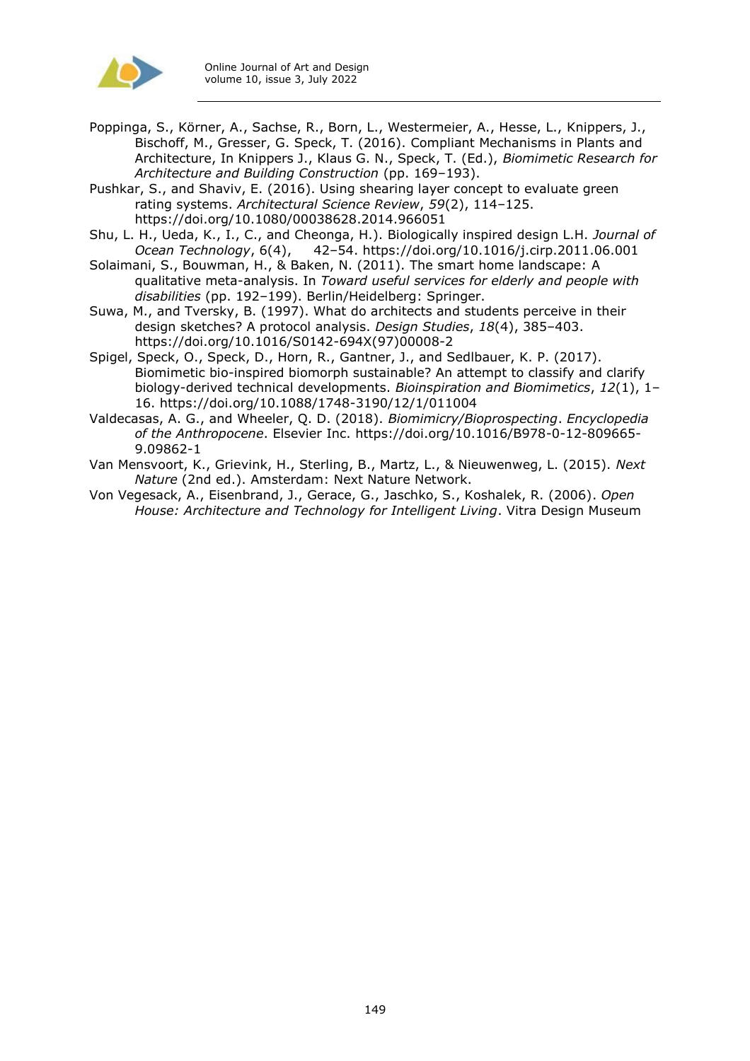Poppinga, S., Körner, A., Sachse, R., Born, L., Westermeier, A., Hesse, L., Knippers, J., Bischoff, M., Gresser, G. Speck, T. (2016). Compliant Mechanisms in Plants and Architecture, In Knippers J., Klaus G. N., Speck, T. (Ed.), *Biomimetic Research for Architecture and Building Construction* (pp. 169–193).

Pushkar, S., and Shaviv, E. (2016). Using shearing layer concept to evaluate green rating systems. *Architectural Science Review*, *59*(2), 114–125. https://doi.org/10.1080/00038628.2014.966051

Shu, L. H., Ueda, K., I., C., and Cheonga, H.). Biologically inspired design L.H. *Journal of Ocean Technology*, 6(4), 42–54. https://doi.org/10.1016/j.cirp.2011.06.001

Solaimani, S., Bouwman, H., & Baken, N. (2011). The smart home landscape: A qualitative meta-analysis. In *Toward useful services for elderly and people with disabilities* (pp. 192–199). Berlin/Heidelberg: Springer.

Suwa, M., and Tversky, B. (1997). What do architects and students perceive in their design sketches? A protocol analysis. *Design Studies*, *18*(4), 385–403. https://doi.org/10.1016/S0142-694X(97)00008-2

Spigel, Speck, O., Speck, D., Horn, R., Gantner, J., and Sedlbauer, K. P. (2017). Biomimetic bio-inspired biomorph sustainable? An attempt to classify and clarify biology-derived technical developments. *Bioinspiration and Biomimetics*, *12*(1), 1–16. https://doi.org/10.1088/1748-3190/12/1/011004

Valdecasas, A. G., and Wheeler, Q. D. (2018). *Biomimicry/Bioprospecting*. *Encyclopedia of the Anthropocene*. Elsevier Inc. https://doi.org/10.1016/B978-0-12-809665-9.09862-1

Van Mensvoort, K., Grievink, H., Sterling, B., Martz, L., & Nieuwenweg, L. (2015). *Next Nature* (2nd ed.). Amsterdam: Next Nature Network.

Von Vegesack, A., Eisenbrand, J., Gerace, G., Jaschko, S., Koshalek, R. (2006). *Open House: Architecture and Technology for Intelligent Living*. Vitra Design Museum